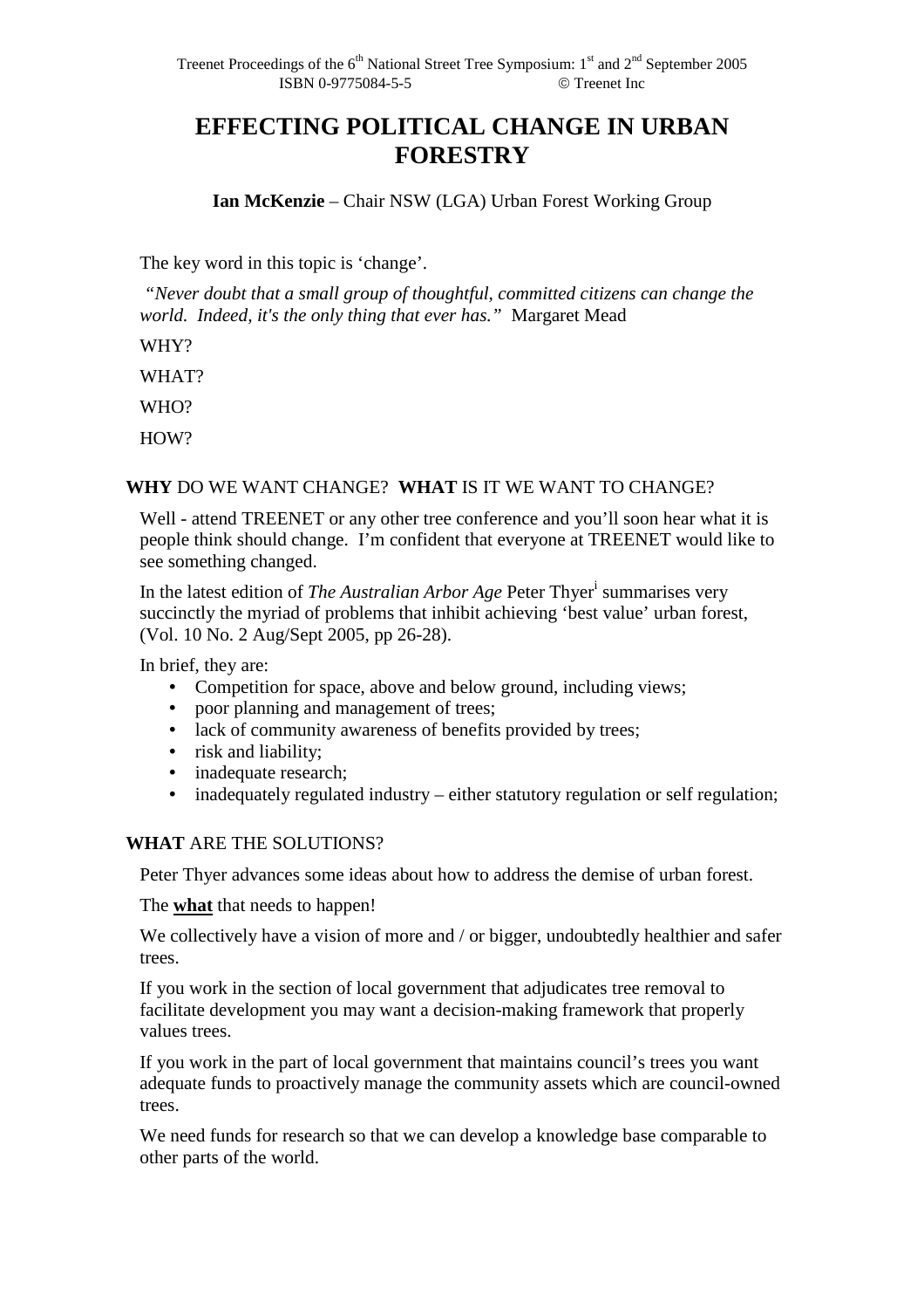Treenet Proceedings of the 6th National Street Tree Symposium: 1st and 2nd September 2005
ISBN 0-9775084-5-5 © Treenet Inc

# EFFECTING POLITICAL CHANGE IN URBAN FORESTRY

**Ian McKenzie** – Chair NSW (LGA) Urban Forest Working Group

The key word in this topic is 'change'.

*"Never doubt that a small group of thoughtful, committed citizens can change the world. Indeed, it's the only thing that ever has."* Margaret Mead

WHY?

WHAT?

WHO?

HOW?

## **WHY** DO WE WANT CHANGE? **WHAT** IS IT WE WANT TO CHANGE?

Well - attend TREENET or any other tree conference and you'll soon hear what it is people think should change. I'm confident that everyone at TREENET would like to see something changed.

In the latest edition of *The Australian Arbor Age* Peter Thyer[i] summarises very succinctly the myriad of problems that inhibit achieving 'best value' urban forest, (Vol. 10 No. 2 Aug/Sept 2005, pp 26-28).

In brief, they are:

- Competition for space, above and below ground, including views;
- poor planning and management of trees;
- lack of community awareness of benefits provided by trees;
- risk and liability;
- inadequate research;
- inadequately regulated industry – either statutory regulation or self regulation;

## **WHAT** ARE THE SOLUTIONS?

Peter Thyer advances some ideas about how to address the demise of urban forest.

The **what** that needs to happen!

We collectively have a vision of more and / or bigger, undoubtedly healthier and safer trees.

If you work in the section of local government that adjudicates tree removal to facilitate development you may want a decision-making framework that properly values trees.

If you work in the part of local government that maintains council's trees you want adequate funds to proactively manage the community assets which are council-owned trees.

We need funds for research so that we can develop a knowledge base comparable to other parts of the world.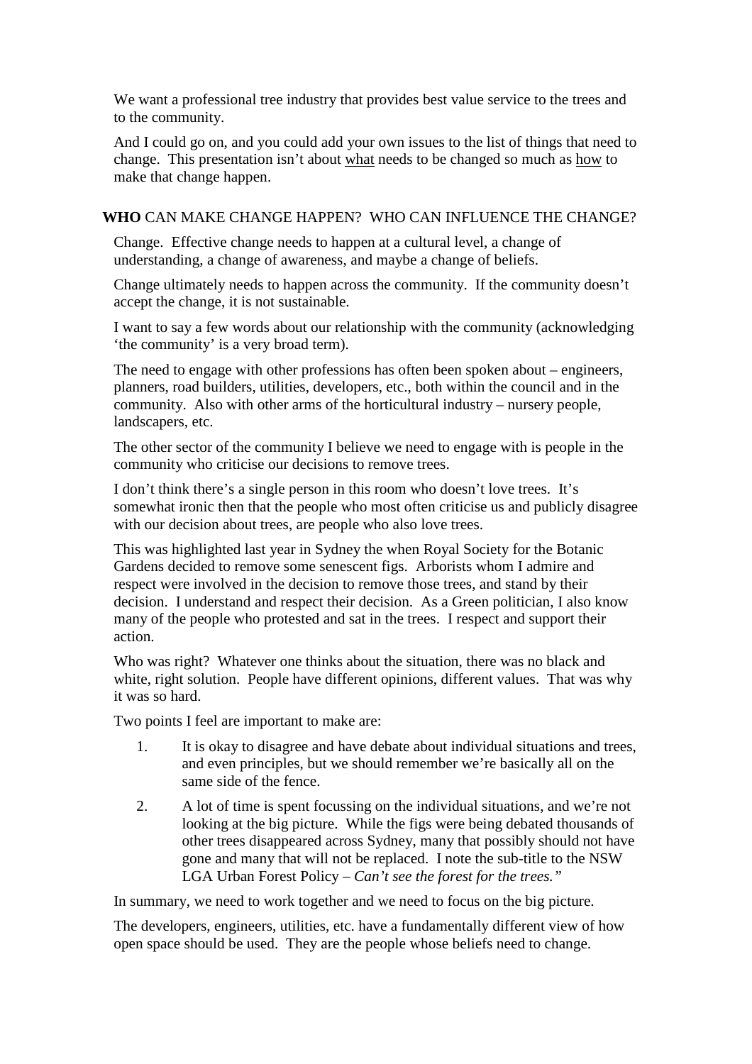We want a professional tree industry that provides best value service to the trees and to the community.

And I could go on, and you could add your own issues to the list of things that need to change. This presentation isn't about <u>what</u> needs to be changed so much as <u>how</u> to make that change happen.

## **WHO** CAN MAKE CHANGE HAPPEN? WHO CAN INFLUENCE THE CHANGE?

Change. Effective change needs to happen at a cultural level, a change of understanding, a change of awareness, and maybe a change of beliefs.

Change ultimately needs to happen across the community. If the community doesn't accept the change, it is not sustainable.

I want to say a few words about our relationship with the community (acknowledging 'the community' is a very broad term).

The need to engage with other professions has often been spoken about – engineers, planners, road builders, utilities, developers, etc., both within the council and in the community. Also with other arms of the horticultural industry – nursery people, landscapers, etc.

The other sector of the community I believe we need to engage with is people in the community who criticise our decisions to remove trees.

I don't think there's a single person in this room who doesn't love trees. It's somewhat ironic then that the people who most often criticise us and publicly disagree with our decision about trees, are people who also love trees.

This was highlighted last year in Sydney the when Royal Society for the Botanic Gardens decided to remove some senescent figs. Arborists whom I admire and respect were involved in the decision to remove those trees, and stand by their decision. I understand and respect their decision. As a Green politician, I also know many of the people who protested and sat in the trees. I respect and support their action.

Who was right? Whatever one thinks about the situation, there was no black and white, right solution. People have different opinions, different values. That was why it was so hard.

Two points I feel are important to make are:

1. It is okay to disagree and have debate about individual situations and trees, and even principles, but we should remember we're basically all on the same side of the fence.
2. A lot of time is spent focussing on the individual situations, and we're not looking at the big picture. While the figs were being debated thousands of other trees disappeared across Sydney, many that possibly should not have gone and many that will not be replaced. I note the sub-title to the NSW LGA Urban Forest Policy – *Can't see the forest for the trees."*

In summary, we need to work together and we need to focus on the big picture.

The developers, engineers, utilities, etc. have a fundamentally different view of how open space should be used. They are the people whose beliefs need to change.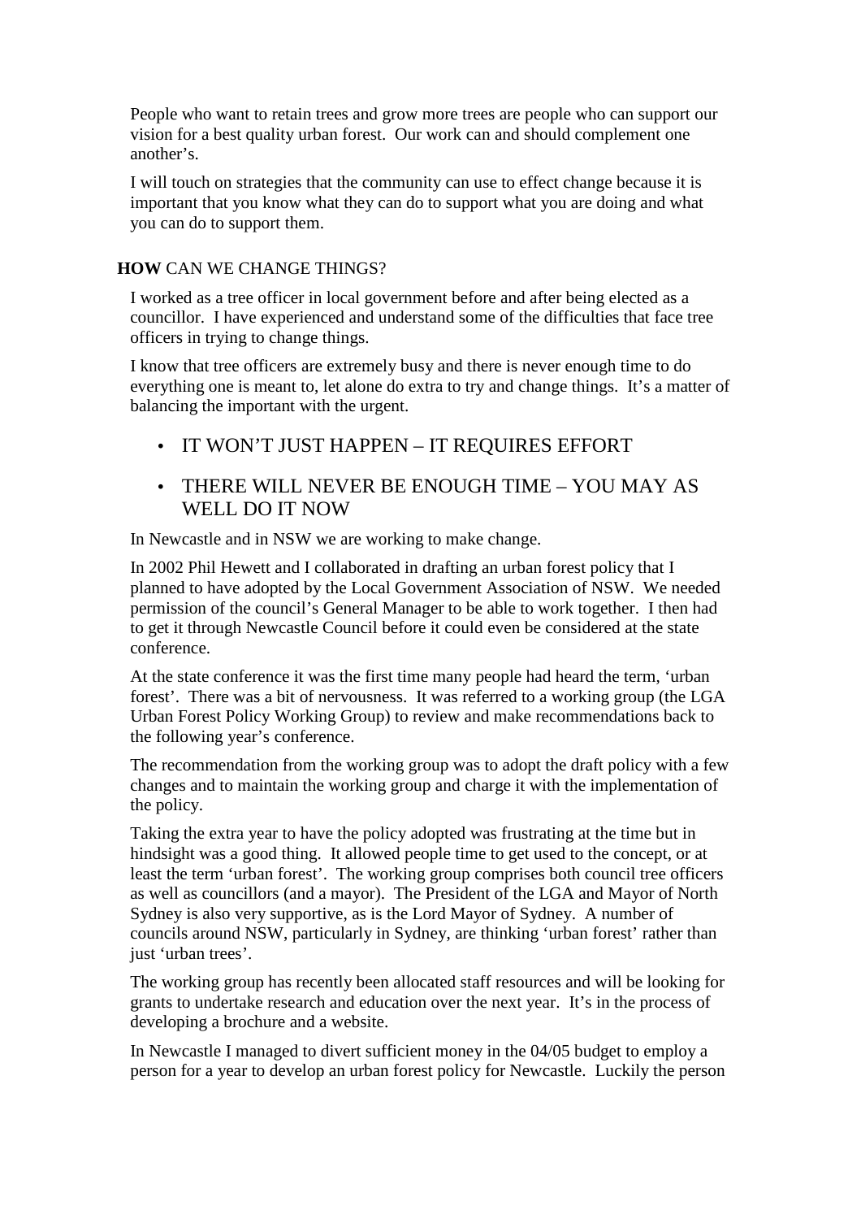People who want to retain trees and grow more trees are people who can support our vision for a best quality urban forest. Our work can and should complement one another's.

I will touch on strategies that the community can use to effect change because it is important that you know what they can do to support what you are doing and what you can do to support them.

## **HOW** CAN WE CHANGE THINGS?

I worked as a tree officer in local government before and after being elected as a councillor. I have experienced and understand some of the difficulties that face tree officers in trying to change things.

I know that tree officers are extremely busy and there is never enough time to do everything one is meant to, let alone do extra to try and change things. It's a matter of balancing the important with the urgent.

- IT WON'T JUST HAPPEN – IT REQUIRES EFFORT
- THERE WILL NEVER BE ENOUGH TIME – YOU MAY AS WELL DO IT NOW

In Newcastle and in NSW we are working to make change.

In 2002 Phil Hewett and I collaborated in drafting an urban forest policy that I planned to have adopted by the Local Government Association of NSW. We needed permission of the council's General Manager to be able to work together. I then had to get it through Newcastle Council before it could even be considered at the state conference.

At the state conference it was the first time many people had heard the term, 'urban forest'. There was a bit of nervousness. It was referred to a working group (the LGA Urban Forest Policy Working Group) to review and make recommendations back to the following year's conference.

The recommendation from the working group was to adopt the draft policy with a few changes and to maintain the working group and charge it with the implementation of the policy.

Taking the extra year to have the policy adopted was frustrating at the time but in hindsight was a good thing. It allowed people time to get used to the concept, or at least the term 'urban forest'. The working group comprises both council tree officers as well as councillors (and a mayor). The President of the LGA and Mayor of North Sydney is also very supportive, as is the Lord Mayor of Sydney. A number of councils around NSW, particularly in Sydney, are thinking 'urban forest' rather than just 'urban trees'.

The working group has recently been allocated staff resources and will be looking for grants to undertake research and education over the next year. It's in the process of developing a brochure and a website.

In Newcastle I managed to divert sufficient money in the 04/05 budget to employ a person for a year to develop an urban forest policy for Newcastle. Luckily the person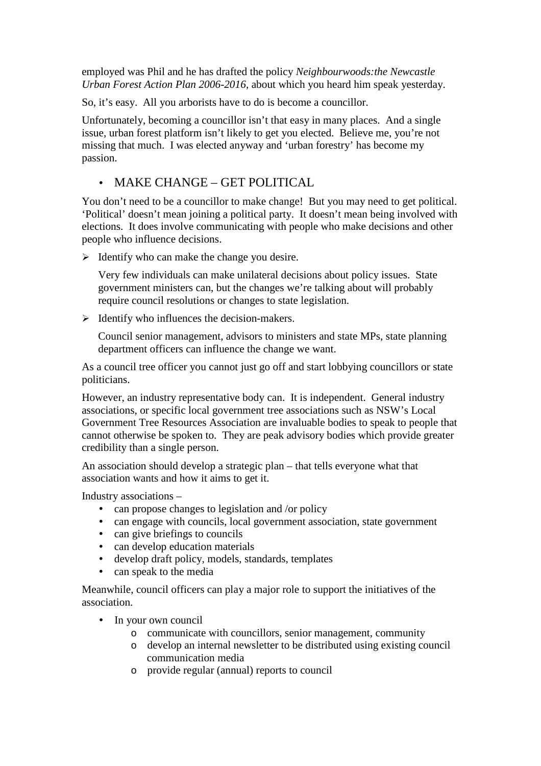employed was Phil and he has drafted the policy *Neighbourwoods:the Newcastle Urban Forest Action Plan 2006-2016*, about which you heard him speak yesterday.

So, it's easy. All you arborists have to do is become a councillor.

Unfortunately, becoming a councillor isn't that easy in many places. And a single issue, urban forest platform isn't likely to get you elected. Believe me, you're not missing that much. I was elected anyway and 'urban forestry' has become my passion.

- MAKE CHANGE – GET POLITICAL

You don't need to be a councillor to make change! But you may need to get political. 'Political' doesn't mean joining a political party. It doesn't mean being involved with elections. It does involve communicating with people who make decisions and other people who influence decisions.

- Identify who can make the change you desire.

  Very few individuals can make unilateral decisions about policy issues. State government ministers can, but the changes we're talking about will probably require council resolutions or changes to state legislation.

- Identify who influences the decision-makers.

  Council senior management, advisors to ministers and state MPs, state planning department officers can influence the change we want.

As a council tree officer you cannot just go off and start lobbying councillors or state politicians.

However, an industry representative body can. It is independent. General industry associations, or specific local government tree associations such as NSW's Local Government Tree Resources Association are invaluable bodies to speak to people that cannot otherwise be spoken to. They are peak advisory bodies which provide greater credibility than a single person.

An association should develop a strategic plan – that tells everyone what that association wants and how it aims to get it.

Industry associations –

- can propose changes to legislation and /or policy
- can engage with councils, local government association, state government
- can give briefings to councils
- can develop education materials
- develop draft policy, models, standards, templates
- can speak to the media

Meanwhile, council officers can play a major role to support the initiatives of the association.

- In your own council
  - communicate with councillors, senior management, community
  - develop an internal newsletter to be distributed using existing council communication media
  - provide regular (annual) reports to council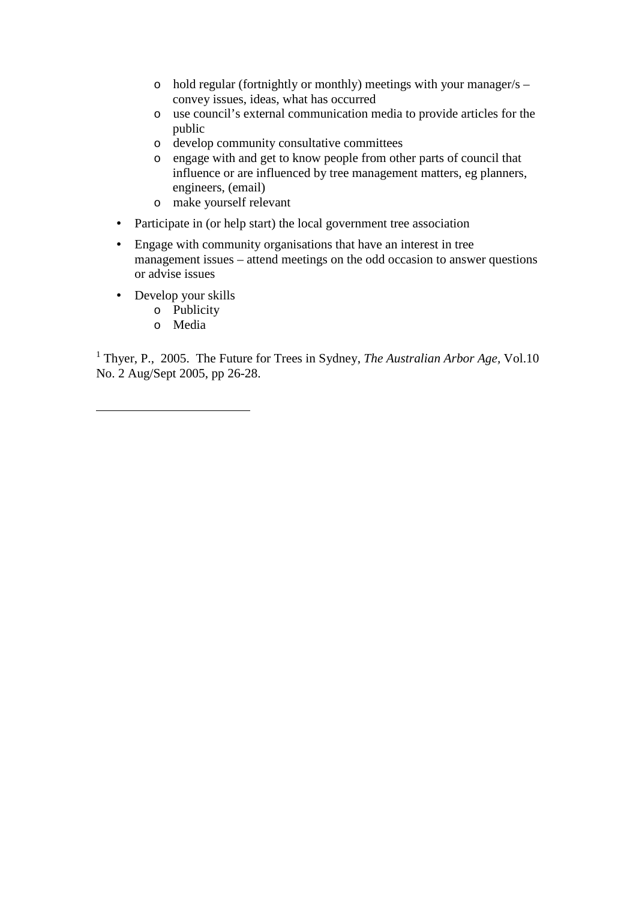- hold regular (fortnightly or monthly) meetings with your manager/s – convey issues, ideas, what has occurred
    - use council's external communication media to provide articles for the public
    - develop community consultative committees
    - engage with and get to know people from other parts of council that influence or are influenced by tree management matters, eg planners, engineers, (email)
    - make yourself relevant

- Participate in (or help start) the local government tree association
- Engage with community organisations that have an interest in tree management issues – attend meetings on the odd occasion to answer questions or advise issues
- Develop your skills
    - Publicity
    - Media

[1] Thyer, P., 2005. The Future for Trees in Sydney, *The Australian Arbor Age*, Vol.10 No. 2 Aug/Sept 2005, pp 26-28.